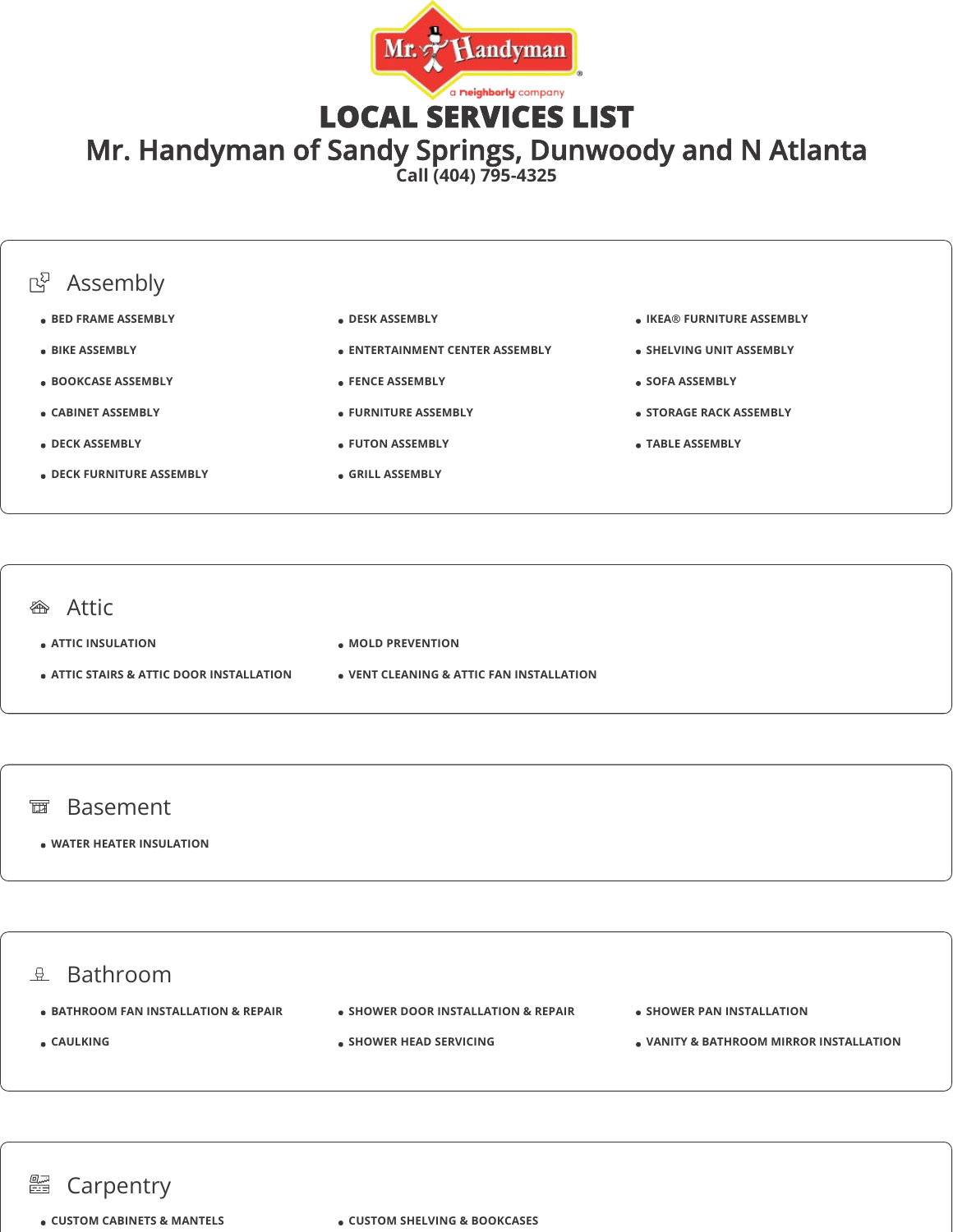# LOCAL SERVICES LIST

## Mr. Handyman of Sandy Springs, Dunwoody and N Atlanta

Call (404) 795-4325

## Assembly

- BED FRAME ASSEMBLY
- BIKE ASSEMBLY
- BOOKCASE ASSEMBLY
- CABINET ASSEMBLY
- DECK ASSEMBLY
- DECK FURNITURE ASSEMBLY
- DESK ASSEMBLY
- ENTERTAINMENT CENTER ASSEMBLY
- FENCE ASSEMBLY
- FURNITURE ASSEMBLY
- FUTON ASSEMBLY
- GRILL ASSEMBLY
- IKEA® FURNITURE ASSEMBLY
- SHELVING UNIT ASSEMBLY
- SOFA ASSEMBLY
- STORAGE RACK ASSEMBLY
- TABLE ASSEMBLY

## Attic

- ATTIC INSULATION
- ATTIC STAIRS & ATTIC DOOR INSTALLATION
- MOLD PREVENTION
- VENT CLEANING & ATTIC FAN INSTALLATION

## Basement

- WATER HEATER INSULATION

## Bathroom

- BATHROOM FAN INSTALLATION & REPAIR
- CAULKING
- SHOWER DOOR INSTALLATION & REPAIR
- SHOWER HEAD SERVICING
- SHOWER PAN INSTALLATION
- VANITY & BATHROOM MIRROR INSTALLATION

## Carpentry

- CUSTOM CABINETS & MANTELS
- CUSTOM SHELVING & BOOKCASES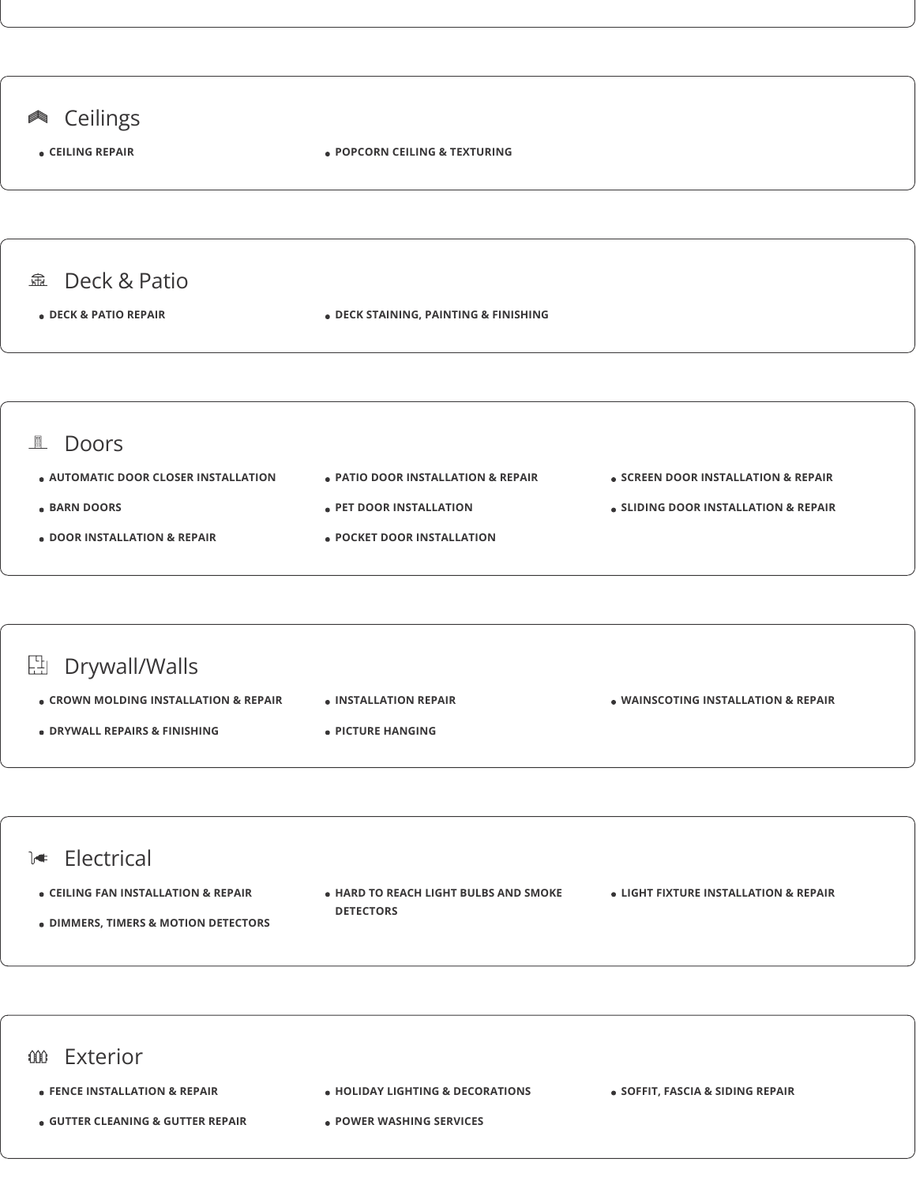## Ceilings

- CEILING REPAIR
- POPCORN CEILING & TEXTURING

## Deck & Patio

- DECK & PATIO REPAIR
- DECK STAINING, PAINTING & FINISHING

## Doors

- AUTOMATIC DOOR CLOSER INSTALLATION
- BARN DOORS
- DOOR INSTALLATION & REPAIR
- PATIO DOOR INSTALLATION & REPAIR
- PET DOOR INSTALLATION
- POCKET DOOR INSTALLATION
- SCREEN DOOR INSTALLATION & REPAIR
- SLIDING DOOR INSTALLATION & REPAIR

## Drywall/Walls

- CROWN MOLDING INSTALLATION & REPAIR
- DRYWALL REPAIRS & FINISHING
- INSTALLATION REPAIR
- PICTURE HANGING
- WAINSCOTING INSTALLATION & REPAIR

## Electrical

- CEILING FAN INSTALLATION & REPAIR
- DIMMERS, TIMERS & MOTION DETECTORS
- HARD TO REACH LIGHT BULBS AND SMOKE DETECTORS
- LIGHT FIXTURE INSTALLATION & REPAIR

## Exterior

- FENCE INSTALLATION & REPAIR
- GUTTER CLEANING & GUTTER REPAIR
- HOLIDAY LIGHTING & DECORATIONS
- POWER WASHING SERVICES
- SOFFIT, FASCIA & SIDING REPAIR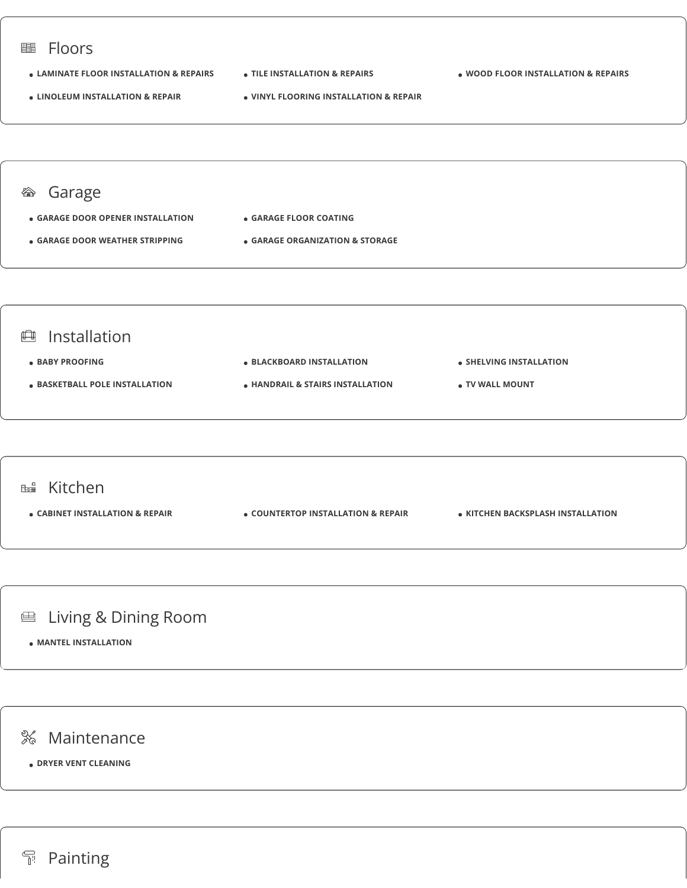## Floors

- LAMINATE FLOOR INSTALLATION & REPAIRS
- TILE INSTALLATION & REPAIRS
- WOOD FLOOR INSTALLATION & REPAIRS
- LINOLEUM INSTALLATION & REPAIR
- VINYL FLOORING INSTALLATION & REPAIR

## Garage

- GARAGE DOOR OPENER INSTALLATION
- GARAGE FLOOR COATING
- GARAGE DOOR WEATHER STRIPPING
- GARAGE ORGANIZATION & STORAGE

## Installation

- BABY PROOFING
- BLACKBOARD INSTALLATION
- SHELVING INSTALLATION
- BASKETBALL POLE INSTALLATION
- HANDRAIL & STAIRS INSTALLATION
- TV WALL MOUNT

## Kitchen

- CABINET INSTALLATION & REPAIR
- COUNTERTOP INSTALLATION & REPAIR
- KITCHEN BACKSPLASH INSTALLATION

## Living & Dining Room

- MANTEL INSTALLATION

## Maintenance

- DRYER VENT CLEANING

## Painting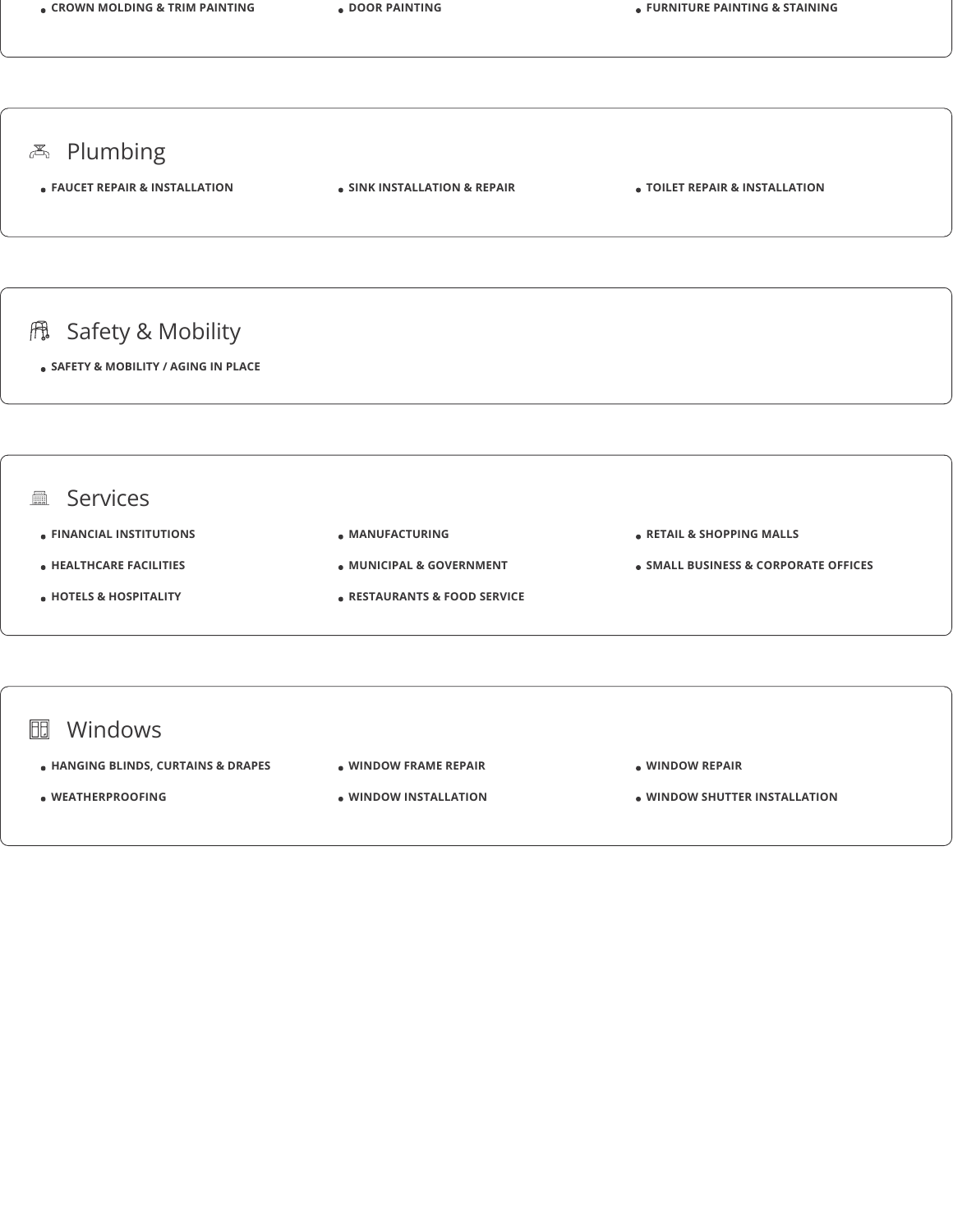- CROWN MOLDING & TRIM PAINTING
- DOOR PAINTING
- FURNITURE PAINTING & STAINING

## Plumbing

- FAUCET REPAIR & INSTALLATION
- SINK INSTALLATION & REPAIR
- TOILET REPAIR & INSTALLATION

## Safety & Mobility

- SAFETY & MOBILITY / AGING IN PLACE

## Services

- FINANCIAL INSTITUTIONS
- HEALTHCARE FACILITIES
- HOTELS & HOSPITALITY
- MANUFACTURING
- MUNICIPAL & GOVERNMENT
- RESTAURANTS & FOOD SERVICE
- RETAIL & SHOPPING MALLS
- SMALL BUSINESS & CORPORATE OFFICES

## Windows

- HANGING BLINDS, CURTAINS & DRAPES
- WEATHERPROOFING
- WINDOW FRAME REPAIR
- WINDOW INSTALLATION
- WINDOW REPAIR
- WINDOW SHUTTER INSTALLATION